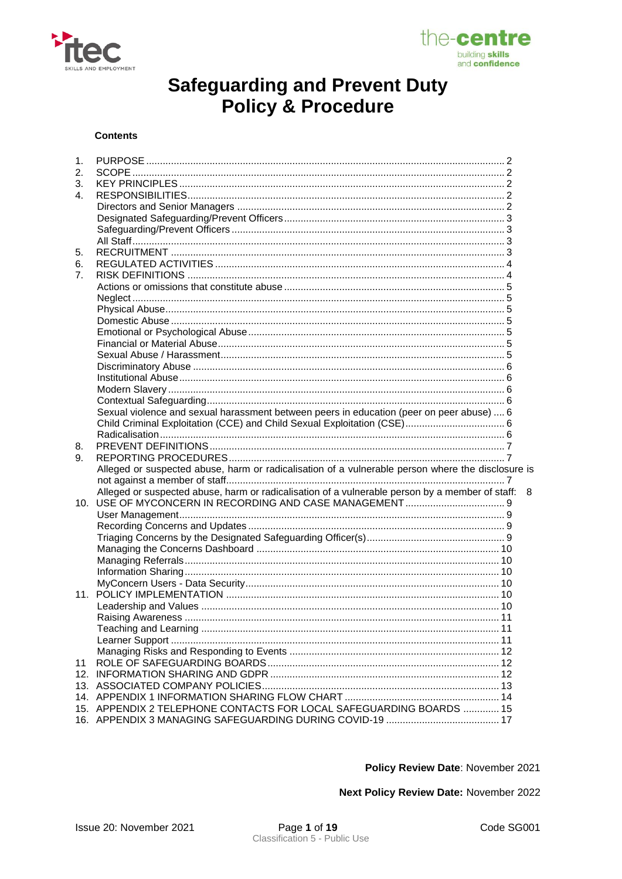# Safeguarding and Prevent Duty Policy & Procedure

**Contents**

1. PURPOSE .......... 2
2. SCOPE .......... 2
3. KEY PRINCIPLES .......... 2
4. RESPONSIBILITIES .......... 2
   - Directors and Senior Managers .......... 2
   - Designated Safeguarding/Prevent Officers .......... 3
   - Safeguarding/Prevent Officers .......... 3
   - All Staff .......... 3
5. RECRUITMENT .......... 3
6. REGULATED ACTIVITIES .......... 4
7. RISK DEFINITIONS .......... 4
   - Actions or omissions that constitute abuse .......... 5
   - Neglect .......... 5
   - Physical Abuse .......... 5
   - Domestic Abuse .......... 5
   - Emotional or Psychological Abuse .......... 5
   - Financial or Material Abuse .......... 5
   - Sexual Abuse / Harassment .......... 5
   - Discriminatory Abuse .......... 6
   - Institutional Abuse .......... 6
   - Modern Slavery .......... 6
   - Contextual Safeguarding .......... 6
   - Sexual violence and sexual harassment between peers in education (peer on peer abuse) .... 6
   - Child Criminal Exploitation (CCE) and Child Sexual Exploitation (CSE) .......... 6
   - Radicalisation .......... 6
8. PREVENT DEFINITIONS .......... 7
9. REPORTING PROCEDURES .......... 7
   - Alleged or suspected abuse, harm or radicalisation of a vulnerable person where the disclosure is not against a member of staff .......... 7
   - Alleged or suspected abuse, harm or radicalisation of a vulnerable person by a member of staff: 8
10. USE OF MYCONCERN IN RECORDING AND CASE MANAGEMENT .......... 9
    - User Management .......... 9
    - Recording Concerns and Updates .......... 9
    - Triaging Concerns by the Designated Safeguarding Officer(s) .......... 9
    - Managing the Concerns Dashboard .......... 10
    - Managing Referrals .......... 10
    - Information Sharing .......... 10
    - MyConcern Users - Data Security .......... 10
11. POLICY IMPLEMENTATION .......... 10
    - Leadership and Values .......... 10
    - Raising Awareness .......... 11
    - Teaching and Learning .......... 11
    - Learner Support .......... 11
    - Managing Risks and Responding to Events .......... 12
11. ROLE OF SAFEGUARDING BOARDS .......... 12
12. INFORMATION SHARING AND GDPR .......... 12
13. ASSOCIATED COMPANY POLICIES .......... 13
14. APPENDIX 1 INFORMATION SHARING FLOW CHART .......... 14
15. APPENDIX 2 TELEPHONE CONTACTS FOR LOCAL SAFEGUARDING BOARDS .......... 15
16. APPENDIX 3 MANAGING SAFEGUARDING DURING COVID-19 .......... 17

**Policy Review Date**: November 2021

**Next Policy Review Date:** November 2022

Issue 20: November 2021 — Code SG001

Classification 5 - Public Use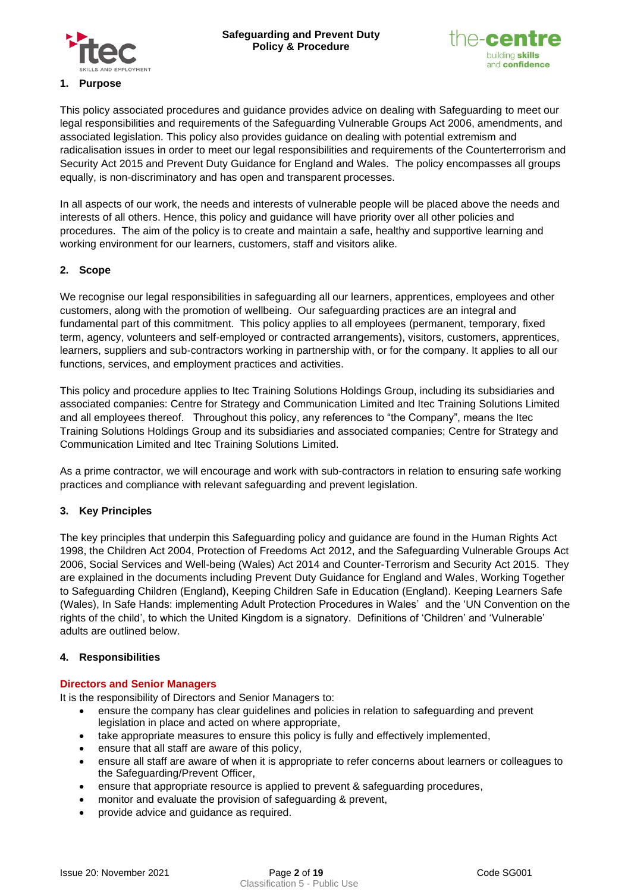## 1. Purpose

This policy associated procedures and guidance provides advice on dealing with Safeguarding to meet our legal responsibilities and requirements of the Safeguarding Vulnerable Groups Act 2006, amendments, and associated legislation. This policy also provides guidance on dealing with potential extremism and radicalisation issues in order to meet our legal responsibilities and requirements of the Counterterrorism and Security Act 2015 and Prevent Duty Guidance for England and Wales. The policy encompasses all groups equally, is non-discriminatory and has open and transparent processes.

In all aspects of our work, the needs and interests of vulnerable people will be placed above the needs and interests of all others. Hence, this policy and guidance will have priority over all other policies and procedures. The aim of the policy is to create and maintain a safe, healthy and supportive learning and working environment for our learners, customers, staff and visitors alike.

## 2. Scope

We recognise our legal responsibilities in safeguarding all our learners, apprentices, employees and other customers, along with the promotion of wellbeing. Our safeguarding practices are an integral and fundamental part of this commitment. This policy applies to all employees (permanent, temporary, fixed term, agency, volunteers and self-employed or contracted arrangements), visitors, customers, apprentices, learners, suppliers and sub-contractors working in partnership with, or for the company. It applies to all our functions, services, and employment practices and activities.

This policy and procedure applies to Itec Training Solutions Holdings Group, including its subsidiaries and associated companies: Centre for Strategy and Communication Limited and Itec Training Solutions Limited and all employees thereof. Throughout this policy, any references to "the Company", means the Itec Training Solutions Holdings Group and its subsidiaries and associated companies; Centre for Strategy and Communication Limited and Itec Training Solutions Limited.

As a prime contractor, we will encourage and work with sub-contractors in relation to ensuring safe working practices and compliance with relevant safeguarding and prevent legislation.

## 3. Key Principles

The key principles that underpin this Safeguarding policy and guidance are found in the Human Rights Act 1998, the Children Act 2004, Protection of Freedoms Act 2012, and the Safeguarding Vulnerable Groups Act 2006, Social Services and Well-being (Wales) Act 2014 and Counter-Terrorism and Security Act 2015. They are explained in the documents including Prevent Duty Guidance for England and Wales, Working Together to Safeguarding Children (England), Keeping Children Safe in Education (England). Keeping Learners Safe (Wales), In Safe Hands: implementing Adult Protection Procedures in Wales' and the 'UN Convention on the rights of the child', to which the United Kingdom is a signatory. Definitions of 'Children' and 'Vulnerable' adults are outlined below.

## 4. Responsibilities

### Directors and Senior Managers

It is the responsibility of Directors and Senior Managers to:

- ensure the company has clear guidelines and policies in relation to safeguarding and prevent legislation in place and acted on where appropriate,
- take appropriate measures to ensure this policy is fully and effectively implemented,
- ensure that all staff are aware of this policy,
- ensure all staff are aware of when it is appropriate to refer concerns about learners or colleagues to the Safeguarding/Prevent Officer,
- ensure that appropriate resource is applied to prevent & safeguarding procedures,
- monitor and evaluate the provision of safeguarding & prevent,
- provide advice and guidance as required.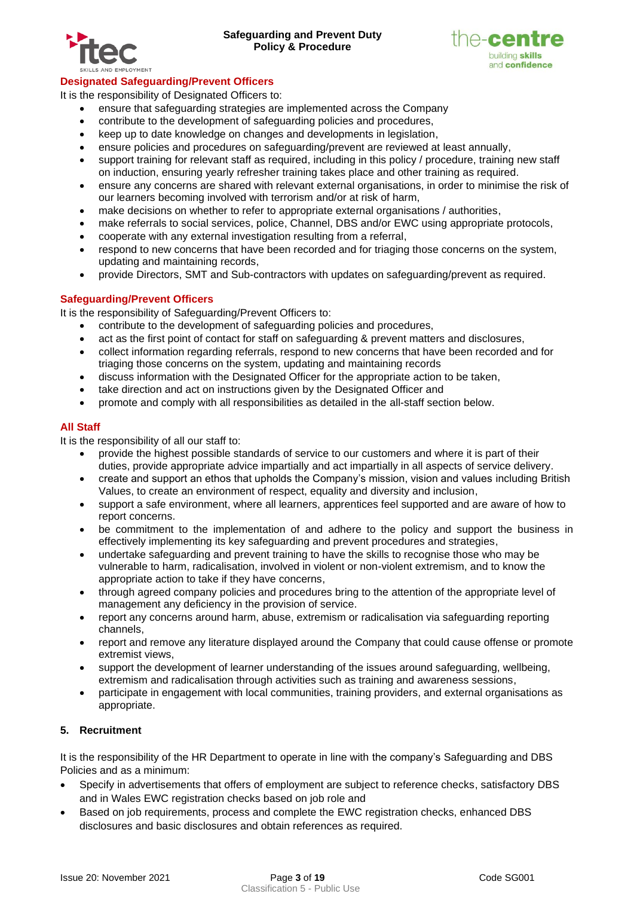### Designated Safeguarding/Prevent Officers

It is the responsibility of Designated Officers to:

- ensure that safeguarding strategies are implemented across the Company
- contribute to the development of safeguarding policies and procedures,
- keep up to date knowledge on changes and developments in legislation,
- ensure policies and procedures on safeguarding/prevent are reviewed at least annually,
- support training for relevant staff as required, including in this policy / procedure, training new staff on induction, ensuring yearly refresher training takes place and other training as required.
- ensure any concerns are shared with relevant external organisations, in order to minimise the risk of our learners becoming involved with terrorism and/or at risk of harm,
- make decisions on whether to refer to appropriate external organisations / authorities,
- make referrals to social services, police, Channel, DBS and/or EWC using appropriate protocols,
- cooperate with any external investigation resulting from a referral,
- respond to new concerns that have been recorded and for triaging those concerns on the system, updating and maintaining records,
- provide Directors, SMT and Sub-contractors with updates on safeguarding/prevent as required.

### Safeguarding/Prevent Officers

It is the responsibility of Safeguarding/Prevent Officers to:

- contribute to the development of safeguarding policies and procedures,
- act as the first point of contact for staff on safeguarding & prevent matters and disclosures,
- collect information regarding referrals, respond to new concerns that have been recorded and for triaging those concerns on the system, updating and maintaining records
- discuss information with the Designated Officer for the appropriate action to be taken,
- take direction and act on instructions given by the Designated Officer and
- promote and comply with all responsibilities as detailed in the all-staff section below.

### All Staff

It is the responsibility of all our staff to:

- provide the highest possible standards of service to our customers and where it is part of their duties, provide appropriate advice impartially and act impartially in all aspects of service delivery.
- create and support an ethos that upholds the Company's mission, vision and values including British Values, to create an environment of respect, equality and diversity and inclusion,
- support a safe environment, where all learners, apprentices feel supported and are aware of how to report concerns.
- be commitment to the implementation of and adhere to the policy and support the business in effectively implementing its key safeguarding and prevent procedures and strategies,
- undertake safeguarding and prevent training to have the skills to recognise those who may be vulnerable to harm, radicalisation, involved in violent or non-violent extremism, and to know the appropriate action to take if they have concerns,
- through agreed company policies and procedures bring to the attention of the appropriate level of management any deficiency in the provision of service.
- report any concerns around harm, abuse, extremism or radicalisation via safeguarding reporting channels,
- report and remove any literature displayed around the Company that could cause offense or promote extremist views,
- support the development of learner understanding of the issues around safeguarding, wellbeing, extremism and radicalisation through activities such as training and awareness sessions,
- participate in engagement with local communities, training providers, and external organisations as appropriate.

## 5. Recruitment

It is the responsibility of the HR Department to operate in line with the company's Safeguarding and DBS Policies and as a minimum:

- Specify in advertisements that offers of employment are subject to reference checks, satisfactory DBS and in Wales EWC registration checks based on job role and
- Based on job requirements, process and complete the EWC registration checks, enhanced DBS disclosures and basic disclosures and obtain references as required.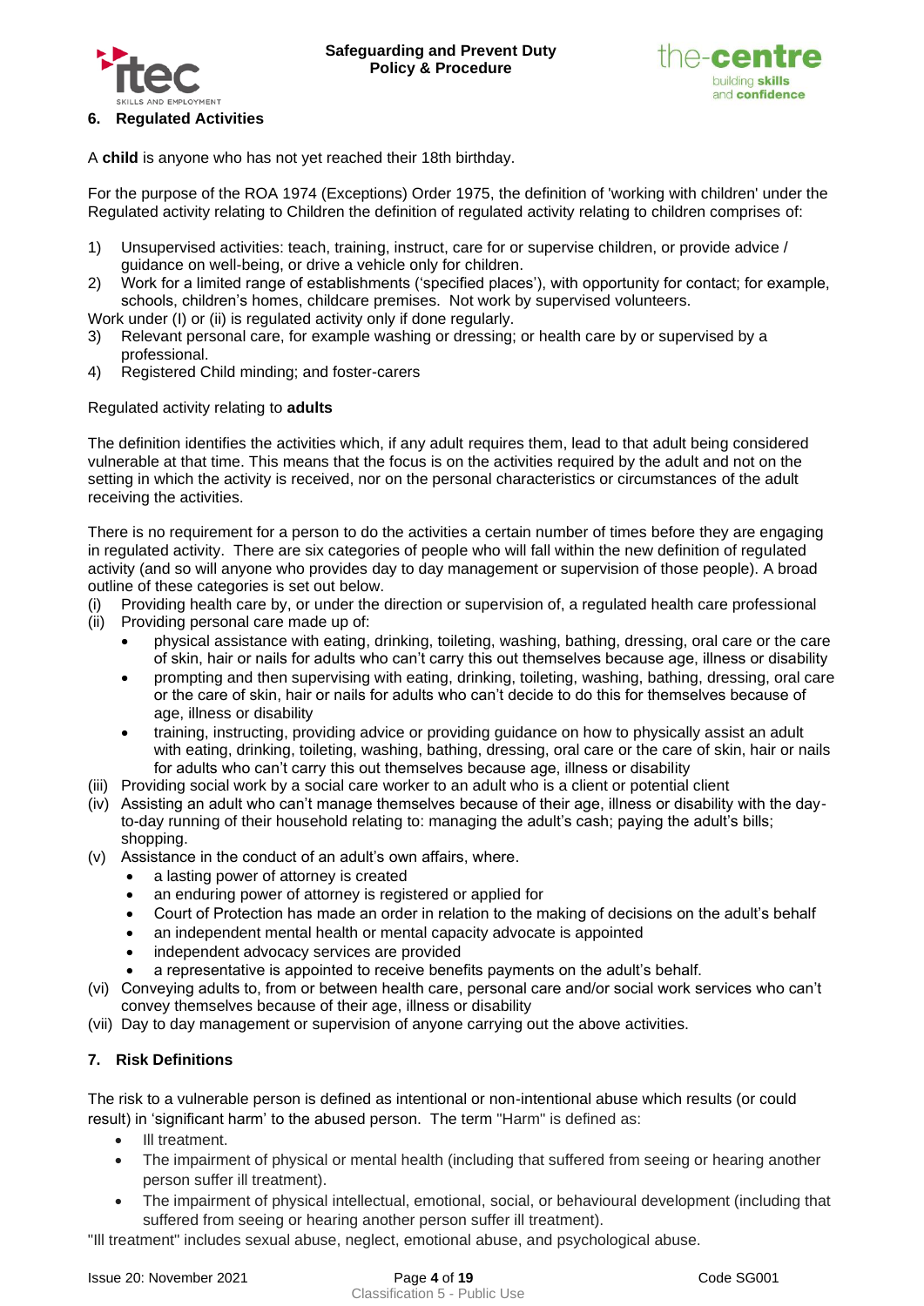## 6. Regulated Activities

A **child** is anyone who has not yet reached their 18th birthday.

For the purpose of the ROA 1974 (Exceptions) Order 1975, the definition of 'working with children' under the Regulated activity relating to Children the definition of regulated activity relating to children comprises of:

1) Unsupervised activities: teach, training, instruct, care for or supervise children, or provide advice / guidance on well-being, or drive a vehicle only for children.
2) Work for a limited range of establishments ('specified places'), with opportunity for contact; for example, schools, children's homes, childcare premises. Not work by supervised volunteers.

Work under (I) or (ii) is regulated activity only if done regularly.

3) Relevant personal care, for example washing or dressing; or health care by or supervised by a professional.
4) Registered Child minding; and foster-carers

Regulated activity relating to **adults**

The definition identifies the activities which, if any adult requires them, lead to that adult being considered vulnerable at that time. This means that the focus is on the activities required by the adult and not on the setting in which the activity is received, nor on the personal characteristics or circumstances of the adult receiving the activities.

There is no requirement for a person to do the activities a certain number of times before they are engaging in regulated activity. There are six categories of people who will fall within the new definition of regulated activity (and so will anyone who provides day to day management or supervision of those people). A broad outline of these categories is set out below.

(i) Providing health care by, or under the direction or supervision of, a regulated health care professional
(ii) Providing personal care made up of:
   - physical assistance with eating, drinking, toileting, washing, bathing, dressing, oral care or the care of skin, hair or nails for adults who can't carry this out themselves because age, illness or disability
   - prompting and then supervising with eating, drinking, toileting, washing, bathing, dressing, oral care or the care of skin, hair or nails for adults who can't decide to do this for themselves because of age, illness or disability
   - training, instructing, providing advice or providing guidance on how to physically assist an adult with eating, drinking, toileting, washing, bathing, dressing, oral care or the care of skin, hair or nails for adults who can't carry this out themselves because age, illness or disability
(iii) Providing social work by a social care worker to an adult who is a client or potential client
(iv) Assisting an adult who can't manage themselves because of their age, illness or disability with the day-to-day running of their household relating to: managing the adult's cash; paying the adult's bills; shopping.
(v) Assistance in the conduct of an adult's own affairs, where.
   - a lasting power of attorney is created
   - an enduring power of attorney is registered or applied for
   - Court of Protection has made an order in relation to the making of decisions on the adult's behalf
   - an independent mental health or mental capacity advocate is appointed
   - independent advocacy services are provided
   - a representative is appointed to receive benefits payments on the adult's behalf.
(vi) Conveying adults to, from or between health care, personal care and/or social work services who can't convey themselves because of their age, illness or disability
(vii) Day to day management or supervision of anyone carrying out the above activities.

## 7. Risk Definitions

The risk to a vulnerable person is defined as intentional or non-intentional abuse which results (or could result) in 'significant harm' to the abused person. The term "Harm" is defined as:

- Ill treatment.
- The impairment of physical or mental health (including that suffered from seeing or hearing another person suffer ill treatment).
- The impairment of physical intellectual, emotional, social, or behavioural development (including that suffered from seeing or hearing another person suffer ill treatment).

"Ill treatment" includes sexual abuse, neglect, emotional abuse, and psychological abuse.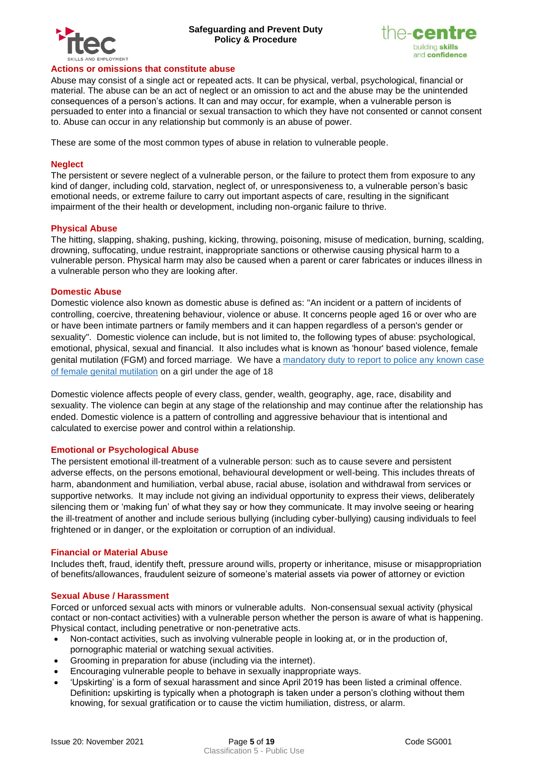## Actions or omissions that constitute abuse

Abuse may consist of a single act or repeated acts. It can be physical, verbal, psychological, financial or material. The abuse can be an act of neglect or an omission to act and the abuse may be the unintended consequences of a person's actions. It can and may occur, for example, when a vulnerable person is persuaded to enter into a financial or sexual transaction to which they have not consented or cannot consent to. Abuse can occur in any relationship but commonly is an abuse of power.

These are some of the most common types of abuse in relation to vulnerable people.

### Neglect

The persistent or severe neglect of a vulnerable person, or the failure to protect them from exposure to any kind of danger, including cold, starvation, neglect of, or unresponsiveness to, a vulnerable person's basic emotional needs, or extreme failure to carry out important aspects of care, resulting in the significant impairment of the their health or development, including non-organic failure to thrive.

### Physical Abuse

The hitting, slapping, shaking, pushing, kicking, throwing, poisoning, misuse of medication, burning, scalding, drowning, suffocating, undue restraint, inappropriate sanctions or otherwise causing physical harm to a vulnerable person. Physical harm may also be caused when a parent or carer fabricates or induces illness in a vulnerable person who they are looking after.

### Domestic Abuse

Domestic violence also known as domestic abuse is defined as: "An incident or a pattern of incidents of controlling, coercive, threatening behaviour, violence or abuse. It concerns people aged 16 or over who are or have been intimate partners or family members and it can happen regardless of a person's gender or sexuality". Domestic violence can include, but is not limited to, the following types of abuse: psychological, emotional, physical, sexual and financial. It also includes what is known as 'honour' based violence, female genital mutilation (FGM) and forced marriage. We have a mandatory duty to report to police any known case of female genital mutilation on a girl under the age of 18

Domestic violence affects people of every class, gender, wealth, geography, age, race, disability and sexuality. The violence can begin at any stage of the relationship and may continue after the relationship has ended. Domestic violence is a pattern of controlling and aggressive behaviour that is intentional and calculated to exercise power and control within a relationship.

### Emotional or Psychological Abuse

The persistent emotional ill-treatment of a vulnerable person: such as to cause severe and persistent adverse effects, on the persons emotional, behavioural development or well-being. This includes threats of harm, abandonment and humiliation, verbal abuse, racial abuse, isolation and withdrawal from services or supportive networks. It may include not giving an individual opportunity to express their views, deliberately silencing them or 'making fun' of what they say or how they communicate. It may involve seeing or hearing the ill-treatment of another and include serious bullying (including cyber-bullying) causing individuals to feel frightened or in danger, or the exploitation or corruption of an individual.

### Financial or Material Abuse

Includes theft, fraud, identify theft, pressure around wills, property or inheritance, misuse or misappropriation of benefits/allowances, fraudulent seizure of someone's material assets via power of attorney or eviction

### Sexual Abuse / Harassment

Forced or unforced sexual acts with minors or vulnerable adults. Non-consensual sexual activity (physical contact or non-contact activities) with a vulnerable person whether the person is aware of what is happening. Physical contact, including penetrative or non-penetrative acts.

- Non-contact activities, such as involving vulnerable people in looking at, or in the production of, pornographic material or watching sexual activities.
- Grooming in preparation for abuse (including via the internet).
- Encouraging vulnerable people to behave in sexually inappropriate ways.
- 'Upskirting' is a form of sexual harassment and since April 2019 has been listed a criminal offence. Definition**:** upskirting is typically when a photograph is taken under a person's clothing without them knowing, for sexual gratification or to cause the victim humiliation, distress, or alarm.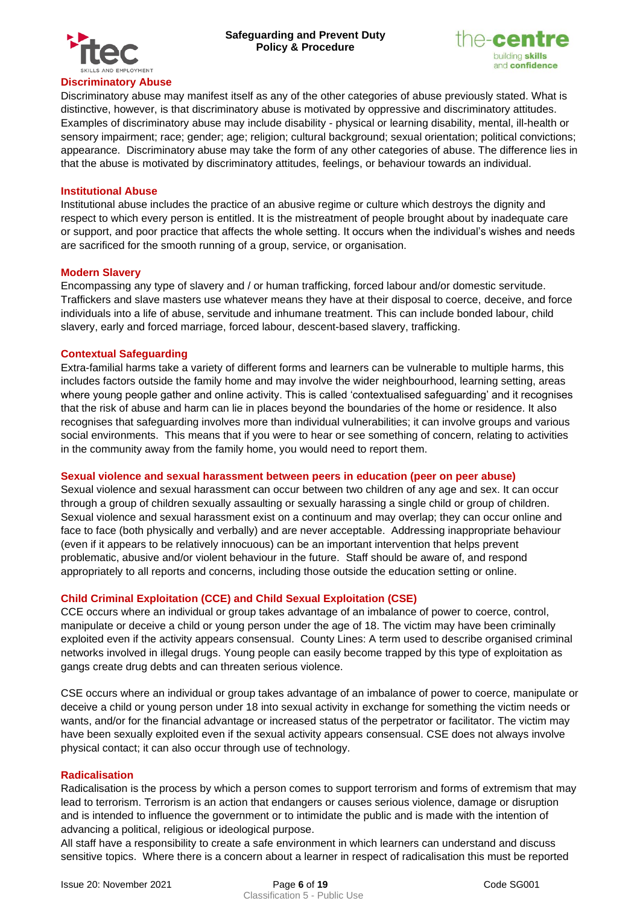### Discriminatory Abuse

Discriminatory abuse may manifest itself as any of the other categories of abuse previously stated. What is distinctive, however, is that discriminatory abuse is motivated by oppressive and discriminatory attitudes. Examples of discriminatory abuse may include disability - physical or learning disability, mental, ill-health or sensory impairment; race; gender; age; religion; cultural background; sexual orientation; political convictions; appearance. Discriminatory abuse may take the form of any other categories of abuse. The difference lies in that the abuse is motivated by discriminatory attitudes, feelings, or behaviour towards an individual.

### Institutional Abuse

Institutional abuse includes the practice of an abusive regime or culture which destroys the dignity and respect to which every person is entitled. It is the mistreatment of people brought about by inadequate care or support, and poor practice that affects the whole setting. It occurs when the individual's wishes and needs are sacrificed for the smooth running of a group, service, or organisation.

### Modern Slavery

Encompassing any type of slavery and / or human trafficking, forced labour and/or domestic servitude. Traffickers and slave masters use whatever means they have at their disposal to coerce, deceive, and force individuals into a life of abuse, servitude and inhumane treatment. This can include bonded labour, child slavery, early and forced marriage, forced labour, descent-based slavery, trafficking.

### Contextual Safeguarding

Extra-familial harms take a variety of different forms and learners can be vulnerable to multiple harms, this includes factors outside the family home and may involve the wider neighbourhood, learning setting, areas where young people gather and online activity. This is called 'contextualised safeguarding' and it recognises that the risk of abuse and harm can lie in places beyond the boundaries of the home or residence. It also recognises that safeguarding involves more than individual vulnerabilities; it can involve groups and various social environments. This means that if you were to hear or see something of concern, relating to activities in the community away from the family home, you would need to report them.

### Sexual violence and sexual harassment between peers in education (peer on peer abuse)

Sexual violence and sexual harassment can occur between two children of any age and sex. It can occur through a group of children sexually assaulting or sexually harassing a single child or group of children. Sexual violence and sexual harassment exist on a continuum and may overlap; they can occur online and face to face (both physically and verbally) and are never acceptable. Addressing inappropriate behaviour (even if it appears to be relatively innocuous) can be an important intervention that helps prevent problematic, abusive and/or violent behaviour in the future. Staff should be aware of, and respond appropriately to all reports and concerns, including those outside the education setting or online.

### Child Criminal Exploitation (CCE) and Child Sexual Exploitation (CSE)

CCE occurs where an individual or group takes advantage of an imbalance of power to coerce, control, manipulate or deceive a child or young person under the age of 18. The victim may have been criminally exploited even if the activity appears consensual. County Lines: A term used to describe organised criminal networks involved in illegal drugs. Young people can easily become trapped by this type of exploitation as gangs create drug debts and can threaten serious violence.

CSE occurs where an individual or group takes advantage of an imbalance of power to coerce, manipulate or deceive a child or young person under 18 into sexual activity in exchange for something the victim needs or wants, and/or for the financial advantage or increased status of the perpetrator or facilitator. The victim may have been sexually exploited even if the sexual activity appears consensual. CSE does not always involve physical contact; it can also occur through use of technology.

### Radicalisation

Radicalisation is the process by which a person comes to support terrorism and forms of extremism that may lead to terrorism. Terrorism is an action that endangers or causes serious violence, damage or disruption and is intended to influence the government or to intimidate the public and is made with the intention of advancing a political, religious or ideological purpose.

All staff have a responsibility to create a safe environment in which learners can understand and discuss sensitive topics. Where there is a concern about a learner in respect of radicalisation this must be reported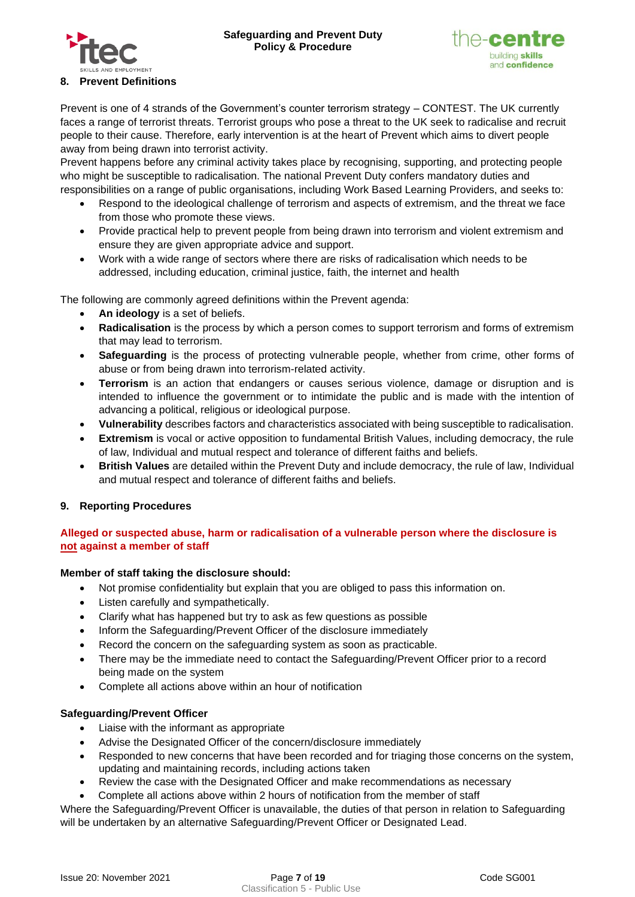## 8. Prevent Definitions

Prevent is one of 4 strands of the Government's counter terrorism strategy – CONTEST. The UK currently faces a range of terrorist threats. Terrorist groups who pose a threat to the UK seek to radicalise and recruit people to their cause. Therefore, early intervention is at the heart of Prevent which aims to divert people away from being drawn into terrorist activity.

Prevent happens before any criminal activity takes place by recognising, supporting, and protecting people who might be susceptible to radicalisation. The national Prevent Duty confers mandatory duties and responsibilities on a range of public organisations, including Work Based Learning Providers, and seeks to:

- Respond to the ideological challenge of terrorism and aspects of extremism, and the threat we face from those who promote these views.
- Provide practical help to prevent people from being drawn into terrorism and violent extremism and ensure they are given appropriate advice and support.
- Work with a wide range of sectors where there are risks of radicalisation which needs to be addressed, including education, criminal justice, faith, the internet and health

The following are commonly agreed definitions within the Prevent agenda:

- **An ideology** is a set of beliefs.
- **Radicalisation** is the process by which a person comes to support terrorism and forms of extremism that may lead to terrorism.
- **Safeguarding** is the process of protecting vulnerable people, whether from crime, other forms of abuse or from being drawn into terrorism-related activity.
- **Terrorism** is an action that endangers or causes serious violence, damage or disruption and is intended to influence the government or to intimidate the public and is made with the intention of advancing a political, religious or ideological purpose.
- **Vulnerability** describes factors and characteristics associated with being susceptible to radicalisation.
- **Extremism** is vocal or active opposition to fundamental British Values, including democracy, the rule of law, Individual and mutual respect and tolerance of different faiths and beliefs.
- **British Values** are detailed within the Prevent Duty and include democracy, the rule of law, Individual and mutual respect and tolerance of different faiths and beliefs.

## 9. Reporting Procedures

**Alleged or suspected abuse, harm or radicalisation of a vulnerable person where the disclosure is not against a member of staff**

**Member of staff taking the disclosure should:**

- Not promise confidentiality but explain that you are obliged to pass this information on.
- Listen carefully and sympathetically.
- Clarify what has happened but try to ask as few questions as possible
- Inform the Safeguarding/Prevent Officer of the disclosure immediately
- Record the concern on the safeguarding system as soon as practicable.
- There may be the immediate need to contact the Safeguarding/Prevent Officer prior to a record being made on the system
- Complete all actions above within an hour of notification

**Safeguarding/Prevent Officer**

- Liaise with the informant as appropriate
- Advise the Designated Officer of the concern/disclosure immediately
- Responded to new concerns that have been recorded and for triaging those concerns on the system, updating and maintaining records, including actions taken
- Review the case with the Designated Officer and make recommendations as necessary
- Complete all actions above within 2 hours of notification from the member of staff

Where the Safeguarding/Prevent Officer is unavailable, the duties of that person in relation to Safeguarding will be undertaken by an alternative Safeguarding/Prevent Officer or Designated Lead.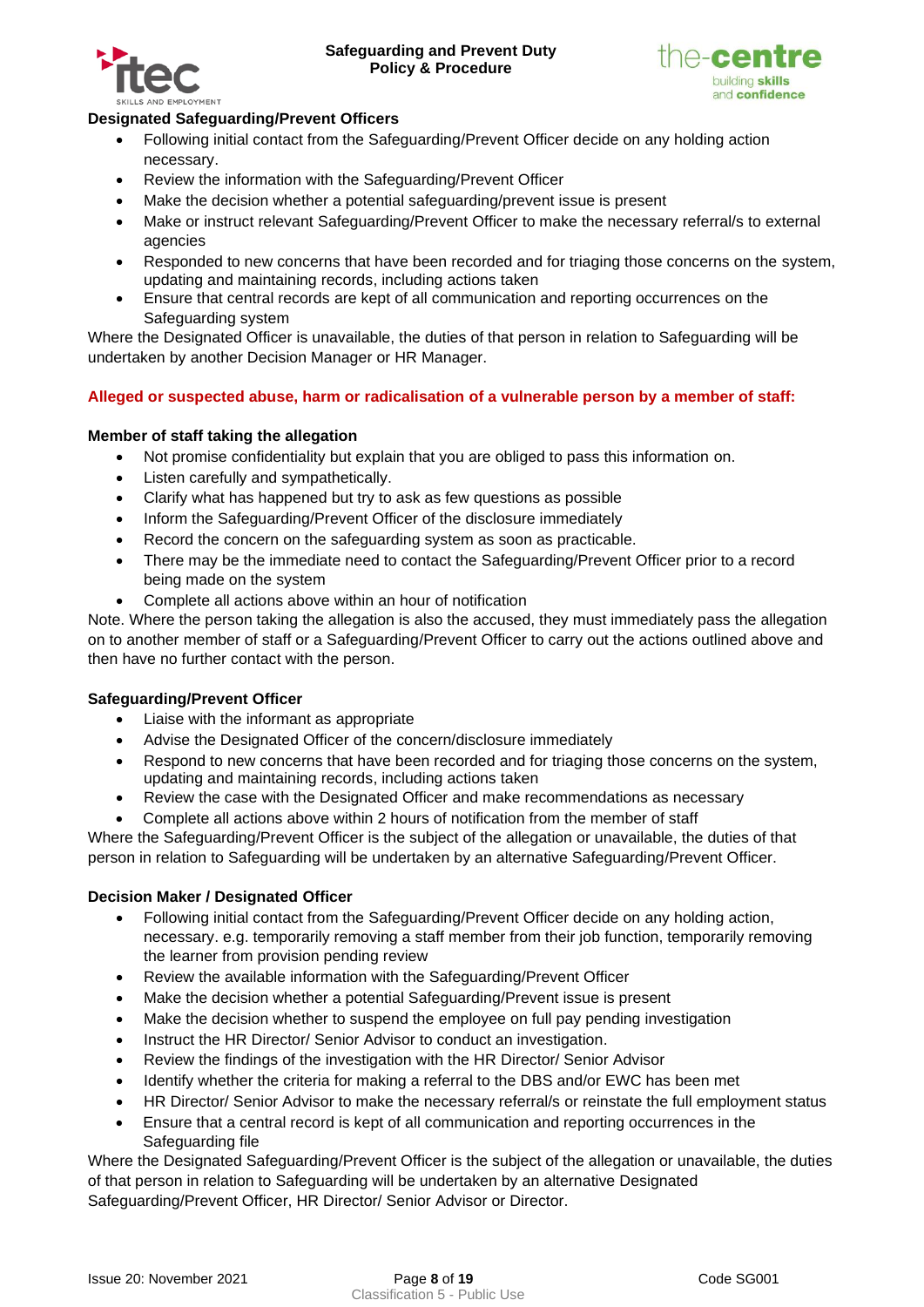**Designated Safeguarding/Prevent Officers**

- Following initial contact from the Safeguarding/Prevent Officer decide on any holding action necessary.
- Review the information with the Safeguarding/Prevent Officer
- Make the decision whether a potential safeguarding/prevent issue is present
- Make or instruct relevant Safeguarding/Prevent Officer to make the necessary referral/s to external agencies
- Responded to new concerns that have been recorded and for triaging those concerns on the system, updating and maintaining records, including actions taken
- Ensure that central records are kept of all communication and reporting occurrences on the Safeguarding system

Where the Designated Officer is unavailable, the duties of that person in relation to Safeguarding will be undertaken by another Decision Manager or HR Manager.

**Alleged or suspected abuse, harm or radicalisation of a vulnerable person by a member of staff:**

**Member of staff taking the allegation**

- Not promise confidentiality but explain that you are obliged to pass this information on.
- Listen carefully and sympathetically.
- Clarify what has happened but try to ask as few questions as possible
- Inform the Safeguarding/Prevent Officer of the disclosure immediately
- Record the concern on the safeguarding system as soon as practicable.
- There may be the immediate need to contact the Safeguarding/Prevent Officer prior to a record being made on the system
- Complete all actions above within an hour of notification

Note. Where the person taking the allegation is also the accused, they must immediately pass the allegation on to another member of staff or a Safeguarding/Prevent Officer to carry out the actions outlined above and then have no further contact with the person.

**Safeguarding/Prevent Officer**

- Liaise with the informant as appropriate
- Advise the Designated Officer of the concern/disclosure immediately
- Respond to new concerns that have been recorded and for triaging those concerns on the system, updating and maintaining records, including actions taken
- Review the case with the Designated Officer and make recommendations as necessary
- Complete all actions above within 2 hours of notification from the member of staff

Where the Safeguarding/Prevent Officer is the subject of the allegation or unavailable, the duties of that person in relation to Safeguarding will be undertaken by an alternative Safeguarding/Prevent Officer.

**Decision Maker / Designated Officer**

- Following initial contact from the Safeguarding/Prevent Officer decide on any holding action, necessary. e.g. temporarily removing a staff member from their job function, temporarily removing the learner from provision pending review
- Review the available information with the Safeguarding/Prevent Officer
- Make the decision whether a potential Safeguarding/Prevent issue is present
- Make the decision whether to suspend the employee on full pay pending investigation
- Instruct the HR Director/ Senior Advisor to conduct an investigation.
- Review the findings of the investigation with the HR Director/ Senior Advisor
- Identify whether the criteria for making a referral to the DBS and/or EWC has been met
- HR Director/ Senior Advisor to make the necessary referral/s or reinstate the full employment status
- Ensure that a central record is kept of all communication and reporting occurrences in the Safeguarding file

Where the Designated Safeguarding/Prevent Officer is the subject of the allegation or unavailable, the duties of that person in relation to Safeguarding will be undertaken by an alternative Designated Safeguarding/Prevent Officer, HR Director/ Senior Advisor or Director.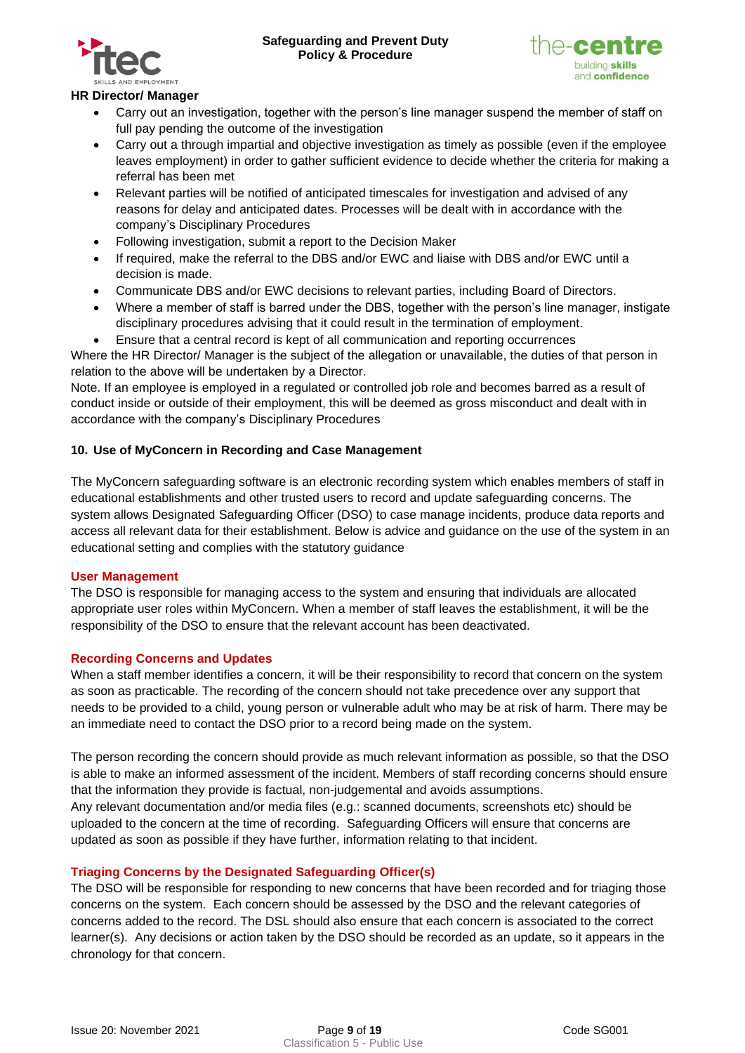**HR Director/ Manager**

- Carry out an investigation, together with the person's line manager suspend the member of staff on full pay pending the outcome of the investigation
- Carry out a through impartial and objective investigation as timely as possible (even if the employee leaves employment) in order to gather sufficient evidence to decide whether the criteria for making a referral has been met
- Relevant parties will be notified of anticipated timescales for investigation and advised of any reasons for delay and anticipated dates. Processes will be dealt with in accordance with the company's Disciplinary Procedures
- Following investigation, submit a report to the Decision Maker
- If required, make the referral to the DBS and/or EWC and liaise with DBS and/or EWC until a decision is made.
- Communicate DBS and/or EWC decisions to relevant parties, including Board of Directors.
- Where a member of staff is barred under the DBS, together with the person's line manager, instigate disciplinary procedures advising that it could result in the termination of employment.
- Ensure that a central record is kept of all communication and reporting occurrences

Where the HR Director/ Manager is the subject of the allegation or unavailable, the duties of that person in relation to the above will be undertaken by a Director.

Note. If an employee is employed in a regulated or controlled job role and becomes barred as a result of conduct inside or outside of their employment, this will be deemed as gross misconduct and dealt with in accordance with the company's Disciplinary Procedures

## 10. Use of MyConcern in Recording and Case Management

The MyConcern safeguarding software is an electronic recording system which enables members of staff in educational establishments and other trusted users to record and update safeguarding concerns. The system allows Designated Safeguarding Officer (DSO) to case manage incidents, produce data reports and access all relevant data for their establishment. Below is advice and guidance on the use of the system in an educational setting and complies with the statutory guidance

### User Management

The DSO is responsible for managing access to the system and ensuring that individuals are allocated appropriate user roles within MyConcern. When a member of staff leaves the establishment, it will be the responsibility of the DSO to ensure that the relevant account has been deactivated.

### Recording Concerns and Updates

When a staff member identifies a concern, it will be their responsibility to record that concern on the system as soon as practicable. The recording of the concern should not take precedence over any support that needs to be provided to a child, young person or vulnerable adult who may be at risk of harm. There may be an immediate need to contact the DSO prior to a record being made on the system.

The person recording the concern should provide as much relevant information as possible, so that the DSO is able to make an informed assessment of the incident. Members of staff recording concerns should ensure that the information they provide is factual, non-judgemental and avoids assumptions.
Any relevant documentation and/or media files (e.g.: scanned documents, screenshots etc) should be uploaded to the concern at the time of recording. Safeguarding Officers will ensure that concerns are updated as soon as possible if they have further, information relating to that incident.

### Triaging Concerns by the Designated Safeguarding Officer(s)

The DSO will be responsible for responding to new concerns that have been recorded and for triaging those concerns on the system. Each concern should be assessed by the DSO and the relevant categories of concerns added to the record. The DSL should also ensure that each concern is associated to the correct learner(s). Any decisions or action taken by the DSO should be recorded as an update, so it appears in the chronology for that concern.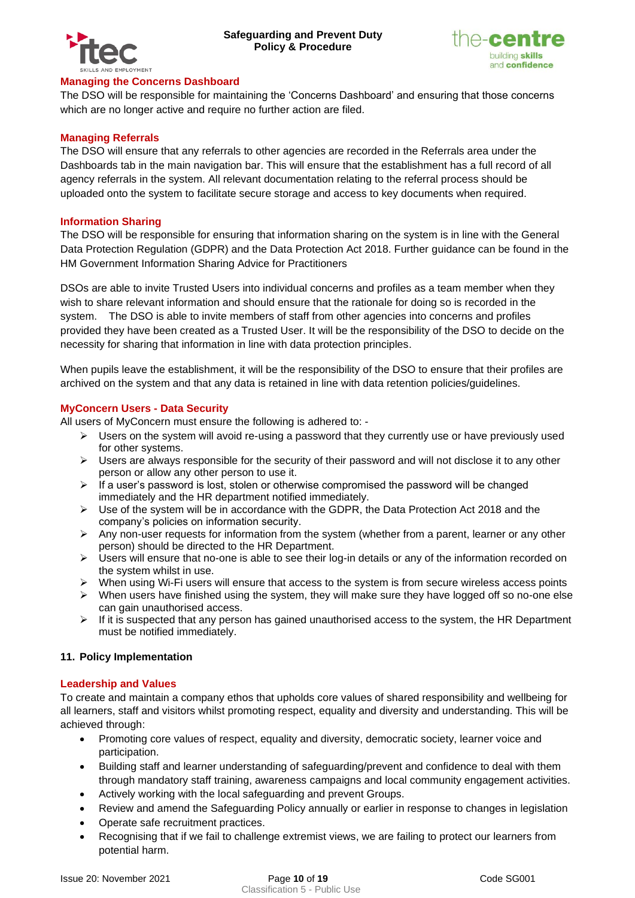### Managing the Concerns Dashboard

The DSO will be responsible for maintaining the 'Concerns Dashboard' and ensuring that those concerns which are no longer active and require no further action are filed.

### Managing Referrals

The DSO will ensure that any referrals to other agencies are recorded in the Referrals area under the Dashboards tab in the main navigation bar. This will ensure that the establishment has a full record of all agency referrals in the system. All relevant documentation relating to the referral process should be uploaded onto the system to facilitate secure storage and access to key documents when required.

### Information Sharing

The DSO will be responsible for ensuring that information sharing on the system is in line with the General Data Protection Regulation (GDPR) and the Data Protection Act 2018. Further guidance can be found in the HM Government Information Sharing Advice for Practitioners

DSOs are able to invite Trusted Users into individual concerns and profiles as a team member when they wish to share relevant information and should ensure that the rationale for doing so is recorded in the system. The DSO is able to invite members of staff from other agencies into concerns and profiles provided they have been created as a Trusted User. It will be the responsibility of the DSO to decide on the necessity for sharing that information in line with data protection principles.

When pupils leave the establishment, it will be the responsibility of the DSO to ensure that their profiles are archived on the system and that any data is retained in line with data retention policies/guidelines.

### MyConcern Users - Data Security

All users of MyConcern must ensure the following is adhered to: -

- Users on the system will avoid re-using a password that they currently use or have previously used for other systems.
- Users are always responsible for the security of their password and will not disclose it to any other person or allow any other person to use it.
- If a user's password is lost, stolen or otherwise compromised the password will be changed immediately and the HR department notified immediately.
- Use of the system will be in accordance with the GDPR, the Data Protection Act 2018 and the company's policies on information security.
- Any non-user requests for information from the system (whether from a parent, learner or any other person) should be directed to the HR Department.
- Users will ensure that no-one is able to see their log-in details or any of the information recorded on the system whilst in use.
- When using Wi-Fi users will ensure that access to the system is from secure wireless access points
- When users have finished using the system, they will make sure they have logged off so no-one else can gain unauthorised access.
- If it is suspected that any person has gained unauthorised access to the system, the HR Department must be notified immediately.

## 11. Policy Implementation

### Leadership and Values

To create and maintain a company ethos that upholds core values of shared responsibility and wellbeing for all learners, staff and visitors whilst promoting respect, equality and diversity and understanding. This will be achieved through:

- Promoting core values of respect, equality and diversity, democratic society, learner voice and participation.
- Building staff and learner understanding of safeguarding/prevent and confidence to deal with them through mandatory staff training, awareness campaigns and local community engagement activities.
- Actively working with the local safeguarding and prevent Groups.
- Review and amend the Safeguarding Policy annually or earlier in response to changes in legislation
- Operate safe recruitment practices.
- Recognising that if we fail to challenge extremist views, we are failing to protect our learners from potential harm.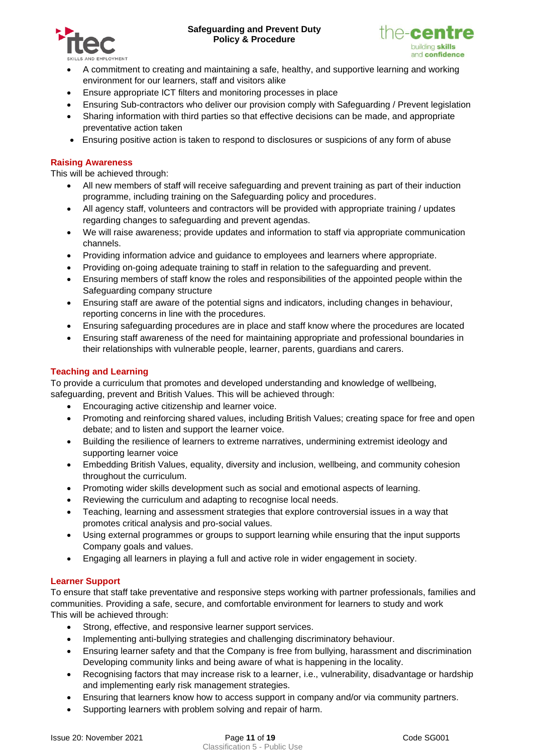- A commitment to creating and maintaining a safe, healthy, and supportive learning and working environment for our learners, staff and visitors alike
- Ensure appropriate ICT filters and monitoring processes in place
- Ensuring Sub-contractors who deliver our provision comply with Safeguarding / Prevent legislation
- Sharing information with third parties so that effective decisions can be made, and appropriate preventative action taken
- Ensuring positive action is taken to respond to disclosures or suspicions of any form of abuse

## Raising Awareness

This will be achieved through:

- All new members of staff will receive safeguarding and prevent training as part of their induction programme, including training on the Safeguarding policy and procedures.
- All agency staff, volunteers and contractors will be provided with appropriate training / updates regarding changes to safeguarding and prevent agendas.
- We will raise awareness; provide updates and information to staff via appropriate communication channels.
- Providing information advice and guidance to employees and learners where appropriate.
- Providing on-going adequate training to staff in relation to the safeguarding and prevent.
- Ensuring members of staff know the roles and responsibilities of the appointed people within the Safeguarding company structure
- Ensuring staff are aware of the potential signs and indicators, including changes in behaviour, reporting concerns in line with the procedures.
- Ensuring safeguarding procedures are in place and staff know where the procedures are located
- Ensuring staff awareness of the need for maintaining appropriate and professional boundaries in their relationships with vulnerable people, learner, parents, guardians and carers.

## Teaching and Learning

To provide a curriculum that promotes and developed understanding and knowledge of wellbeing, safeguarding, prevent and British Values. This will be achieved through:

- Encouraging active citizenship and learner voice.
- Promoting and reinforcing shared values, including British Values; creating space for free and open debate; and to listen and support the learner voice.
- Building the resilience of learners to extreme narratives, undermining extremist ideology and supporting learner voice
- Embedding British Values, equality, diversity and inclusion, wellbeing, and community cohesion throughout the curriculum.
- Promoting wider skills development such as social and emotional aspects of learning.
- Reviewing the curriculum and adapting to recognise local needs.
- Teaching, learning and assessment strategies that explore controversial issues in a way that promotes critical analysis and pro-social values.
- Using external programmes or groups to support learning while ensuring that the input supports Company goals and values.
- Engaging all learners in playing a full and active role in wider engagement in society.

## Learner Support

To ensure that staff take preventative and responsive steps working with partner professionals, families and communities. Providing a safe, secure, and comfortable environment for learners to study and work

This will be achieved through:

- Strong, effective, and responsive learner support services.
- Implementing anti-bullying strategies and challenging discriminatory behaviour.
- Ensuring learner safety and that the Company is free from bullying, harassment and discrimination Developing community links and being aware of what is happening in the locality.
- Recognising factors that may increase risk to a learner, i.e., vulnerability, disadvantage or hardship and implementing early risk management strategies.
- Ensuring that learners know how to access support in company and/or via community partners.
- Supporting learners with problem solving and repair of harm.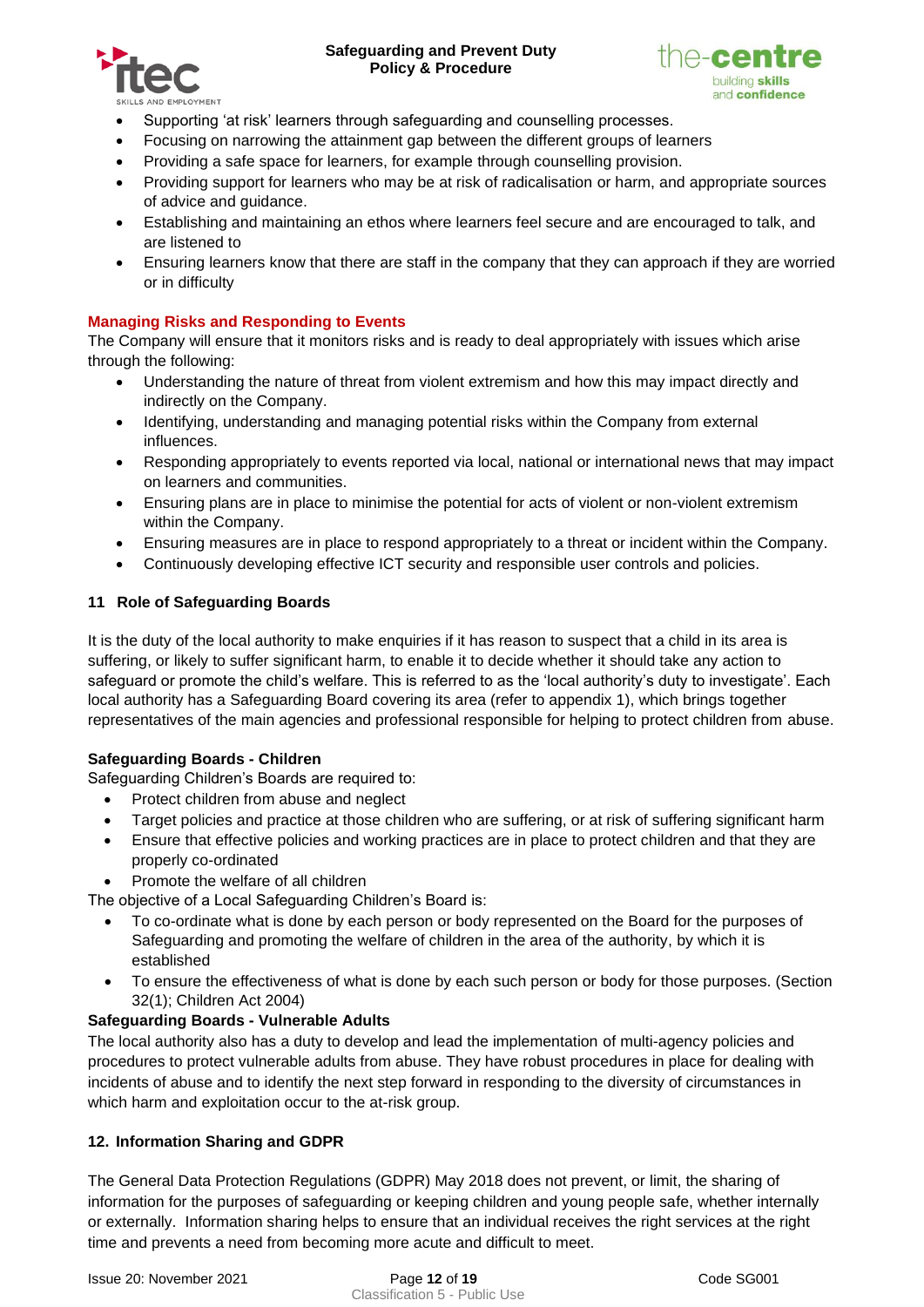- Supporting ‘at risk’ learners through safeguarding and counselling processes.
- Focusing on narrowing the attainment gap between the different groups of learners
- Providing a safe space for learners, for example through counselling provision.
- Providing support for learners who may be at risk of radicalisation or harm, and appropriate sources of advice and guidance.
- Establishing and maintaining an ethos where learners feel secure and are encouraged to talk, and are listened to
- Ensuring learners know that there are staff in the company that they can approach if they are worried or in difficulty

**Managing Risks and Responding to Events**

The Company will ensure that it monitors risks and is ready to deal appropriately with issues which arise through the following:

- Understanding the nature of threat from violent extremism and how this may impact directly and indirectly on the Company.
- Identifying, understanding and managing potential risks within the Company from external influences.
- Responding appropriately to events reported via local, national or international news that may impact on learners and communities.
- Ensuring plans are in place to minimise the potential for acts of violent or non-violent extremism within the Company.
- Ensuring measures are in place to respond appropriately to a threat or incident within the Company.
- Continuously developing effective ICT security and responsible user controls and policies.

## 11 Role of Safeguarding Boards

It is the duty of the local authority to make enquiries if it has reason to suspect that a child in its area is suffering, or likely to suffer significant harm, to enable it to decide whether it should take any action to safeguard or promote the child’s welfare. This is referred to as the ‘local authority’s duty to investigate’. Each local authority has a Safeguarding Board covering its area (refer to appendix 1), which brings together representatives of the main agencies and professional responsible for helping to protect children from abuse.

**Safeguarding Boards - Children**

Safeguarding Children’s Boards are required to:

- Protect children from abuse and neglect
- Target policies and practice at those children who are suffering, or at risk of suffering significant harm
- Ensure that effective policies and working practices are in place to protect children and that they are properly co-ordinated
- Promote the welfare of all children

The objective of a Local Safeguarding Children’s Board is:

- To co-ordinate what is done by each person or body represented on the Board for the purposes of Safeguarding and promoting the welfare of children in the area of the authority, by which it is established
- To ensure the effectiveness of what is done by each such person or body for those purposes. (Section 32(1); Children Act 2004)

**Safeguarding Boards - Vulnerable Adults**

The local authority also has a duty to develop and lead the implementation of multi-agency policies and procedures to protect vulnerable adults from abuse. They have robust procedures in place for dealing with incidents of abuse and to identify the next step forward in responding to the diversity of circumstances in which harm and exploitation occur to the at-risk group.

## 12. Information Sharing and GDPR

The General Data Protection Regulations (GDPR) May 2018 does not prevent, or limit, the sharing of information for the purposes of safeguarding or keeping children and young people safe, whether internally or externally. Information sharing helps to ensure that an individual receives the right services at the right time and prevents a need from becoming more acute and difficult to meet.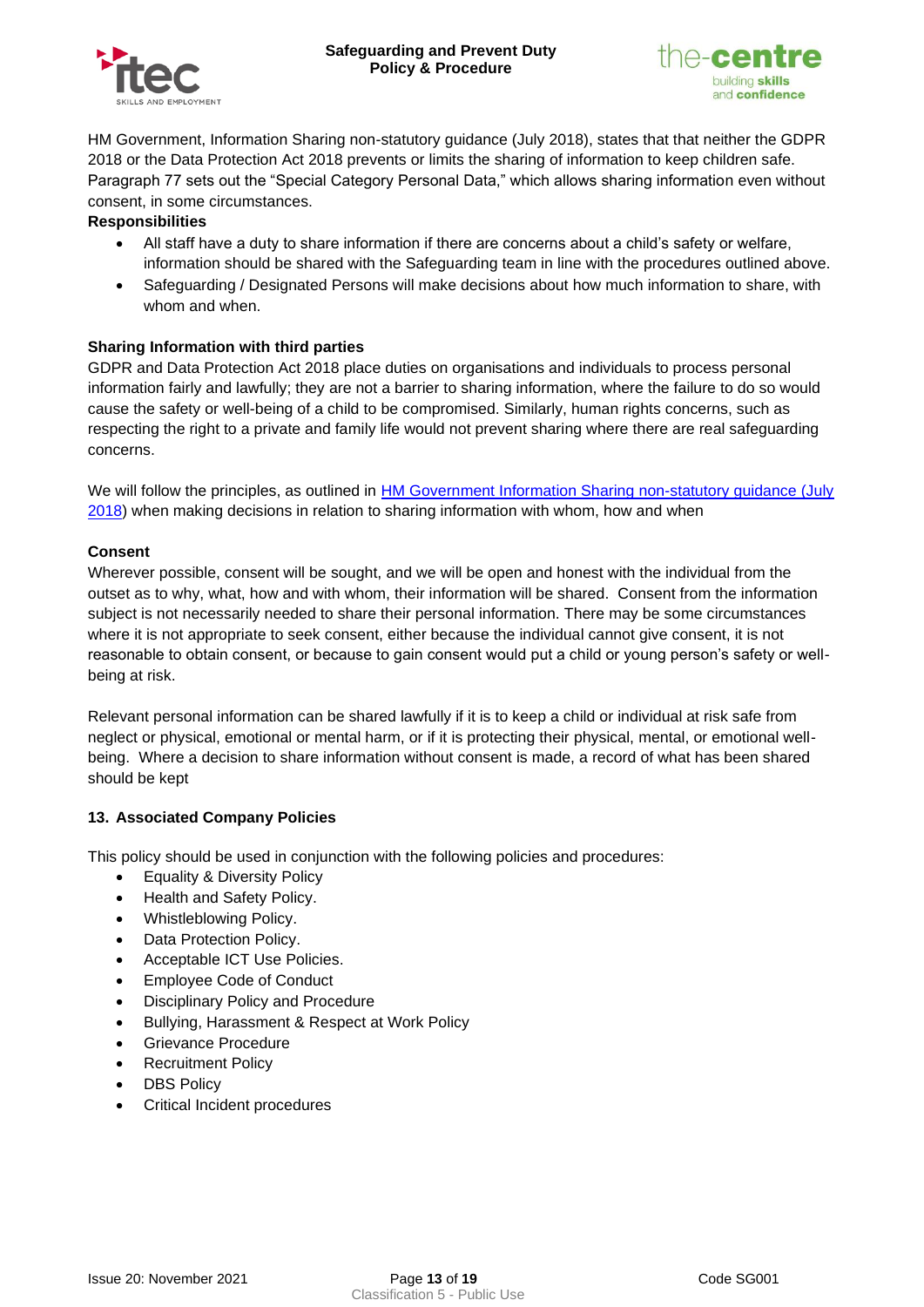HM Government, Information Sharing non-statutory guidance (July 2018), states that that neither the GDPR 2018 or the Data Protection Act 2018 prevents or limits the sharing of information to keep children safe. Paragraph 77 sets out the "Special Category Personal Data," which allows sharing information even without consent, in some circumstances.

**Responsibilities**

- All staff have a duty to share information if there are concerns about a child's safety or welfare, information should be shared with the Safeguarding team in line with the procedures outlined above.
- Safeguarding / Designated Persons will make decisions about how much information to share, with whom and when.

**Sharing Information with third parties**

GDPR and Data Protection Act 2018 place duties on organisations and individuals to process personal information fairly and lawfully; they are not a barrier to sharing information, where the failure to do so would cause the safety or well-being of a child to be compromised. Similarly, human rights concerns, such as respecting the right to a private and family life would not prevent sharing where there are real safeguarding concerns.

We will follow the principles, as outlined in [HM Government Information Sharing non-statutory guidance (July 2018)] when making decisions in relation to sharing information with whom, how and when

**Consent**

Wherever possible, consent will be sought, and we will be open and honest with the individual from the outset as to why, what, how and with whom, their information will be shared. Consent from the information subject is not necessarily needed to share their personal information. There may be some circumstances where it is not appropriate to seek consent, either because the individual cannot give consent, it is not reasonable to obtain consent, or because to gain consent would put a child or young person's safety or well-being at risk.

Relevant personal information can be shared lawfully if it is to keep a child or individual at risk safe from neglect or physical, emotional or mental harm, or if it is protecting their physical, mental, or emotional well-being. Where a decision to share information without consent is made, a record of what has been shared should be kept

## 13. Associated Company Policies

This policy should be used in conjunction with the following policies and procedures:

- Equality & Diversity Policy
- Health and Safety Policy.
- Whistleblowing Policy.
- Data Protection Policy.
- Acceptable ICT Use Policies.
- Employee Code of Conduct
- Disciplinary Policy and Procedure
- Bullying, Harassment & Respect at Work Policy
- Grievance Procedure
- Recruitment Policy
- DBS Policy
- Critical Incident procedures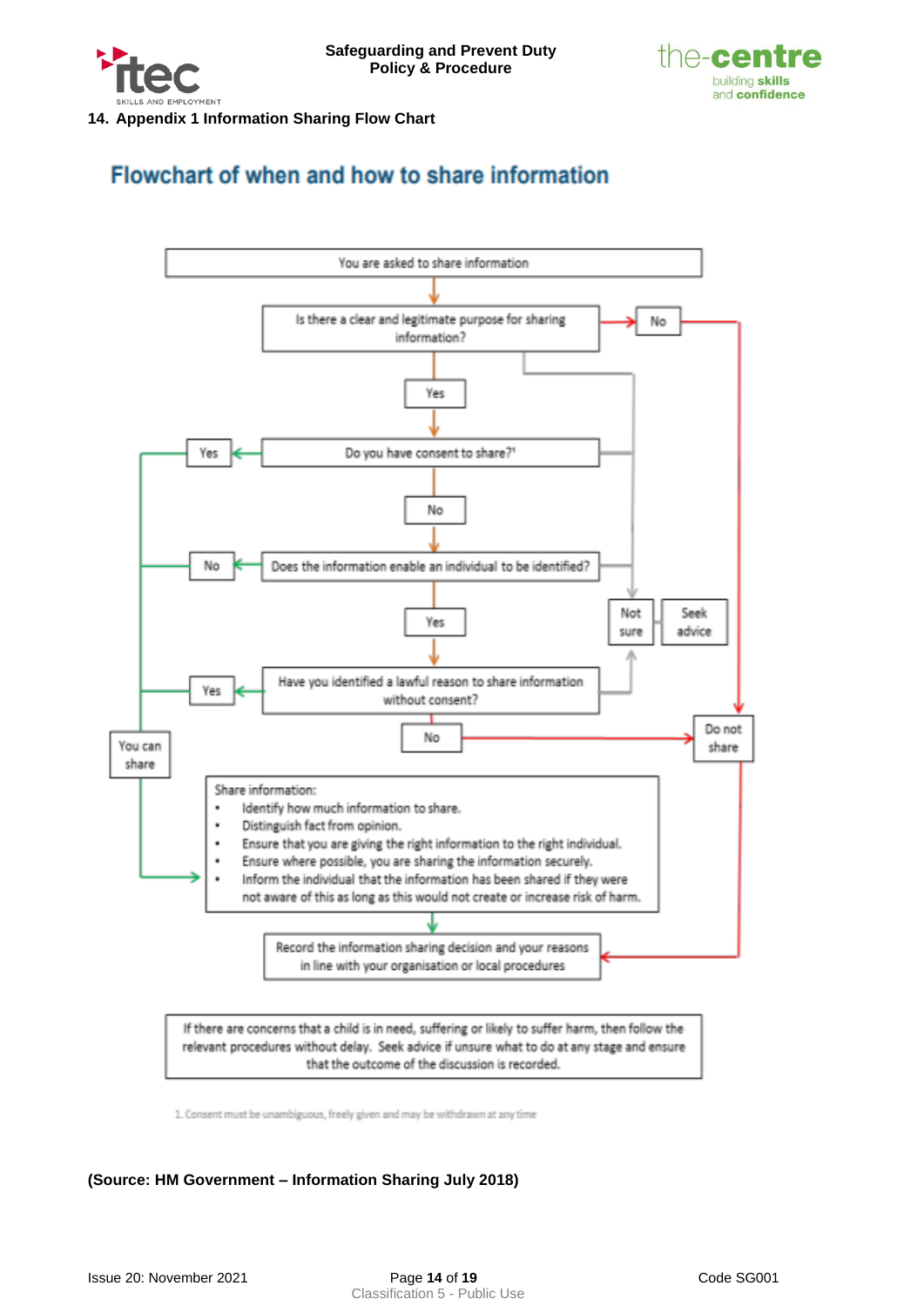## 14. Appendix 1 Information Sharing Flow Chart

### Flowchart of when and how to share information

You are asked to share information

Is there a clear and legitimate purpose for sharing information?

- No → Do not share
- Not sure → Seek advice
- Yes ↓

Do you have consent to share?[1]

- Yes → You can share
- Not sure → Seek advice
- No ↓

Does the information enable an individual to be identified?

- No → You can share
- Not sure → Seek advice
- Yes ↓

Have you identified a lawful reason to share information without consent?

- Yes → You can share
- Not sure → Seek advice
- No → Do not share

You can share →

Share information:

- Identify how much information to share.
- Distinguish fact from opinion.
- Ensure that you are giving the right information to the right individual.
- Ensure where possible, you are sharing the information securely.
- Inform the individual that the information has been shared if they were not aware of this as long as this would not create or increase risk of harm.

↓

Record the information sharing decision and your reasons in line with your organisation or local procedures (Do not share → also record)

If there are concerns that a child is in need, suffering or likely to suffer harm, then follow the relevant procedures without delay. Seek advice if unsure what to do at any stage and ensure that the outcome of the discussion is recorded.

1. Consent must be unambiguous, freely given and may be withdrawn at any time

**(Source: HM Government – Information Sharing July 2018)**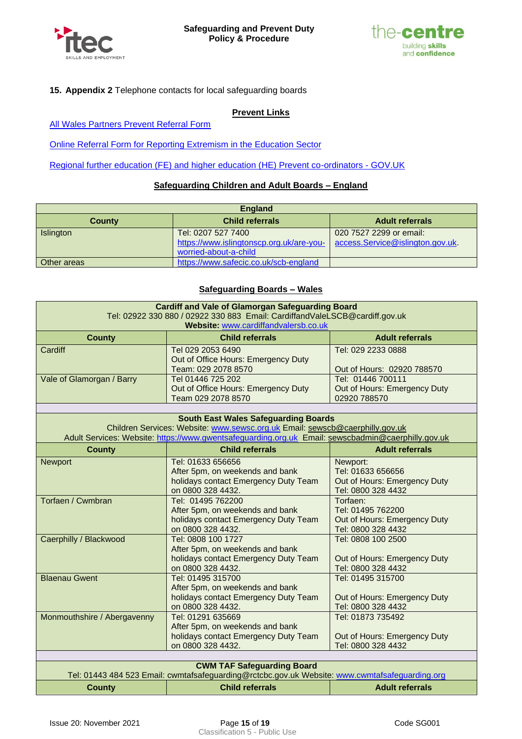## 15. Appendix 2 Telephone contacts for local safeguarding boards

**Prevent Links**

[All Wales Partners Prevent Referral Form]

[Online Referral Form for Reporting Extremism in the Education Sector]

[Regional further education (FE) and higher education (HE) Prevent co-ordinators - GOV.UK]

**Safeguarding Children and Adult Boards – England**

| England | | |
|---|---|---|
| **County** | **Child referrals** | **Adult referrals** |
| Islington | Tel: 0207 527 7400 https://www.islingtonscp.org.uk/are-you-worried-about-a-child | 020 7527 2299 or email: access.Service@islington.gov.uk. |
| Other areas | https://www.safecic.co.uk/scb-england | |

**Safeguarding Boards – Wales**

| Cardiff and Vale of Glamorgan Safeguarding Board<br>Tel: 02922 330 880 / 02922 330 883 Email: CardiffandValeLSCB@cardiff.gov.uk<br>**Website:** www.cardiffandvalersb.co.uk | | |
|---|---|---|
| **County** | **Child referrals** | **Adult referrals** |
| Cardiff | Tel 029 2053 6490<br>Out of Office Hours: Emergency Duty Team: 029 2078 8570 | Tel: 029 2233 0888<br><br>Out of Hours: 02920 788570 |
| Vale of Glamorgan / Barry | Tel 01446 725 202<br>Out of Office Hours: Emergency Duty Team 029 2078 8570 | Tel: 01446 700111<br>Out of Hours: Emergency Duty 02920 788570 |
| | | |
| **South East Wales Safeguarding Boards**<br>Children Services: Website: www.sewsc.org.uk Email: sewscb@caerphilly.gov.uk<br>Adult Services: Website: https://www.gwentsafeguarding.org.uk Email: sewscbadmin@caerphilly.gov.uk | | |
| **County** | **Child referrals** | **Adult referrals** |
| Newport | Tel: 01633 656656<br>After 5pm, on weekends and bank holidays contact Emergency Duty Team on 0800 328 4432. | Newport:<br>Tel: 01633 656656<br>Out of Hours: Emergency Duty<br>Tel: 0800 328 4432 |
| Torfaen / Cwmbran | Tel: 01495 762200<br>After 5pm, on weekends and bank holidays contact Emergency Duty Team on 0800 328 4432. | Torfaen:<br>Tel: 01495 762200<br>Out of Hours: Emergency Duty<br>Tel: 0800 328 4432 |
| Caerphilly / Blackwood | Tel: 0808 100 1727<br>After 5pm, on weekends and bank holidays contact Emergency Duty Team on 0800 328 4432. | Tel: 0808 100 2500<br><br>Out of Hours: Emergency Duty<br>Tel: 0800 328 4432 |
| Blaenau Gwent | Tel: 01495 315700<br>After 5pm, on weekends and bank holidays contact Emergency Duty Team on 0800 328 4432. | Tel: 01495 315700<br><br>Out of Hours: Emergency Duty<br>Tel: 0800 328 4432 |
| Monmouthshire / Abergavenny | Tel: 01291 635669<br>After 5pm, on weekends and bank holidays contact Emergency Duty Team on 0800 328 4432. | Tel: 01873 735492<br><br>Out of Hours: Emergency Duty<br>Tel: 0800 328 4432 |
| | | |
| **CWM TAF Safeguarding Board**<br>Tel: 01443 484 523 Email: cwmtafsafeguarding@rctcbc.gov.uk Website: www.cwmtafsafeguarding.org | | |
| **County** | **Child referrals** | **Adult referrals** |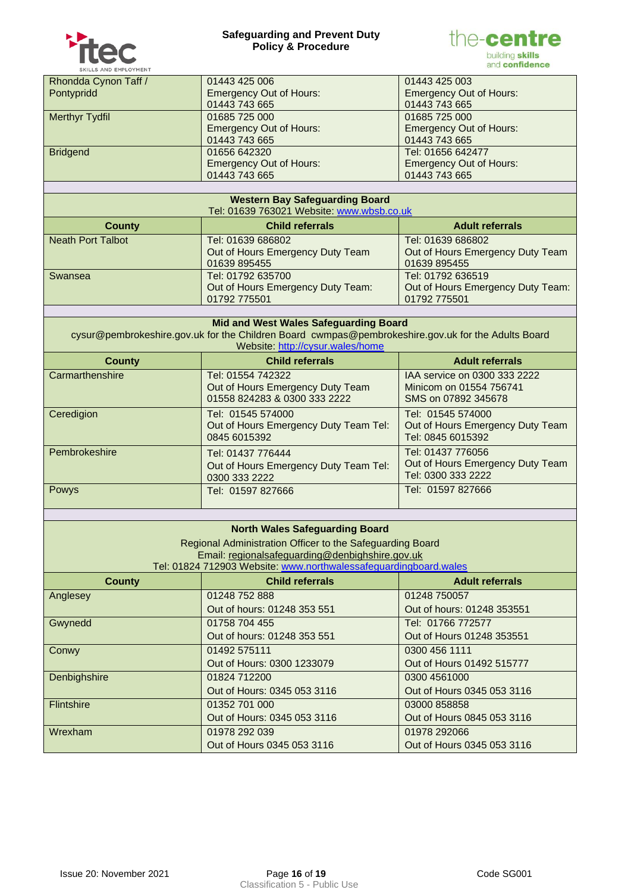| | | |
|---|---|---|
| Rhondda Cynon Taff / Pontypridd | 01443 425 006<br>Emergency Out of Hours:<br>01443 743 665 | 01443 425 003<br>Emergency Out of Hours:<br>01443 743 665 |
| Merthyr Tydfil | 01685 725 000<br>Emergency Out of Hours:<br>01443 743 665 | 01685 725 000<br>Emergency Out of Hours:<br>01443 743 665 |
| Bridgend | 01656 642320<br>Emergency Out of Hours:<br>01443 743 665 | Tel: 01656 642477<br>Emergency Out of Hours:<br>01443 743 665 |

**Western Bay Safeguarding Board**
Tel: 01639 763021 Website: www.wbsb.co.uk

| County | Child referrals | Adult referrals |
|---|---|---|
| Neath Port Talbot | Tel: 01639 686802<br>Out of Hours Emergency Duty Team<br>01639 895455 | Tel: 01639 686802<br>Out of Hours Emergency Duty Team<br>01639 895455 |
| Swansea | Tel: 01792 635700<br>Out of Hours Emergency Duty Team:<br>01792 775501 | Tel: 01792 636519<br>Out of Hours Emergency Duty Team:<br>01792 775501 |

**Mid and West Wales Safeguarding Board**
cysur@pembrokeshire.gov.uk for the Children Board cwmpas@pembrokeshire.gov.uk for the Adults Board
Website: http://cysur.wales/home

| County | Child referrals | Adult referrals |
|---|---|---|
| Carmarthenshire | Tel: 01554 742322<br>Out of Hours Emergency Duty Team<br>01558 824283 & 0300 333 2222 | IAA service on 0300 333 2222<br>Minicom on 01554 756741<br>SMS on 07892 345678 |
| Ceredigion | Tel: 01545 574000<br>Out of Hours Emergency Duty Team Tel:<br>0845 6015392 | Tel: 01545 574000<br>Out of Hours Emergency Duty Team<br>Tel: 0845 6015392 |
| Pembrokeshire | Tel: 01437 776444<br>Out of Hours Emergency Duty Team Tel:<br>0300 333 2222 | Tel: 01437 776056<br>Out of Hours Emergency Duty Team<br>Tel: 0300 333 2222 |
| Powys | Tel: 01597 827666 | Tel: 01597 827666 |

**North Wales Safeguarding Board**
Regional Administration Officer to the Safeguarding Board
Email: regionalsafeguarding@denbighshire.gov.uk
Tel: 01824 712903 Website: www.northwalessafeguardingboard.wales

| County | Child referrals | Adult referrals |
|---|---|---|
| Anglesey | 01248 752 888<br>Out of hours: 01248 353 551 | 01248 750057<br>Out of hours: 01248 353551 |
| Gwynedd | 01758 704 455<br>Out of hours: 01248 353 551 | Tel: 01766 772577<br>Out of Hours 01248 353551 |
| Conwy | 01492 575111<br>Out of Hours: 0300 1233079 | 0300 456 1111<br>Out of Hours 01492 515777 |
| Denbighshire | 01824 712200<br>Out of Hours: 0345 053 3116 | 0300 4561000<br>Out of Hours 0345 053 3116 |
| Flintshire | 01352 701 000<br>Out of Hours: 0345 053 3116 | 03000 858858<br>Out of Hours 0845 053 3116 |
| Wrexham | 01978 292 039<br>Out of Hours 0345 053 3116 | 01978 292066<br>Out of Hours 0345 053 3116 |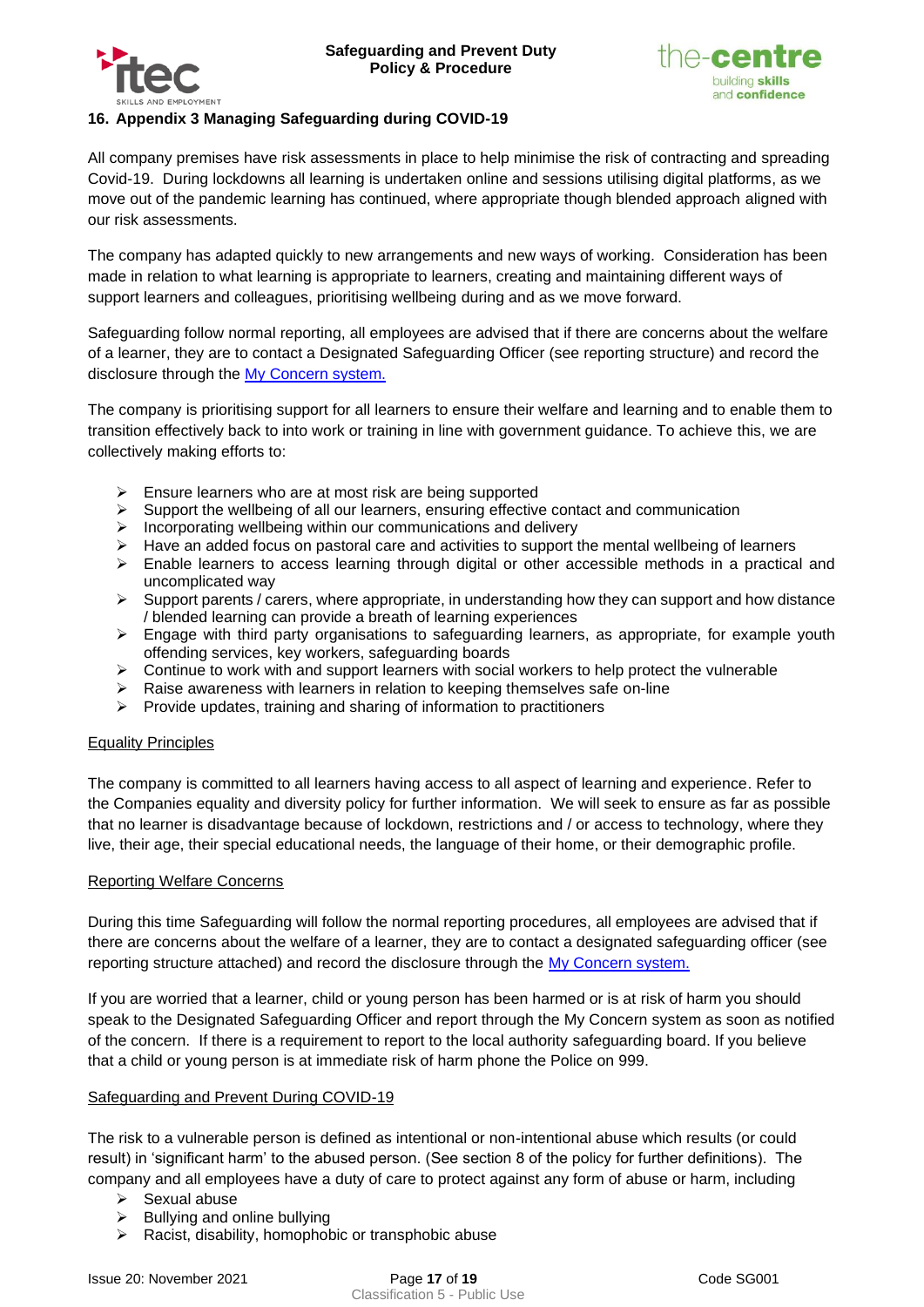## 16. Appendix 3 Managing Safeguarding during COVID-19

All company premises have risk assessments in place to help minimise the risk of contracting and spreading Covid-19. During lockdowns all learning is undertaken online and sessions utilising digital platforms, as we move out of the pandemic learning has continued, where appropriate though blended approach aligned with our risk assessments.

The company has adapted quickly to new arrangements and new ways of working. Consideration has been made in relation to what learning is appropriate to learners, creating and maintaining different ways of support learners and colleagues, prioritising wellbeing during and as we move forward.

Safeguarding follow normal reporting, all employees are advised that if there are concerns about the welfare of a learner, they are to contact a Designated Safeguarding Officer (see reporting structure) and record the disclosure through the [My Concern system.](#)

The company is prioritising support for all learners to ensure their welfare and learning and to enable them to transition effectively back to into work or training in line with government guidance. To achieve this, we are collectively making efforts to:

- Ensure learners who are at most risk are being supported
- Support the wellbeing of all our learners, ensuring effective contact and communication
- Incorporating wellbeing within our communications and delivery
- Have an added focus on pastoral care and activities to support the mental wellbeing of learners
- Enable learners to access learning through digital or other accessible methods in a practical and uncomplicated way
- Support parents / carers, where appropriate, in understanding how they can support and how distance / blended learning can provide a breath of learning experiences
- Engage with third party organisations to safeguarding learners, as appropriate, for example youth offending services, key workers, safeguarding boards
- Continue to work with and support learners with social workers to help protect the vulnerable
- Raise awareness with learners in relation to keeping themselves safe on-line
- Provide updates, training and sharing of information to practitioners

<u>Equality Principles</u>

The company is committed to all learners having access to all aspect of learning and experience. Refer to the Companies equality and diversity policy for further information. We will seek to ensure as far as possible that no learner is disadvantage because of lockdown, restrictions and / or access to technology, where they live, their age, their special educational needs, the language of their home, or their demographic profile.

<u>Reporting Welfare Concerns</u>

During this time Safeguarding will follow the normal reporting procedures, all employees are advised that if there are concerns about the welfare of a learner, they are to contact a designated safeguarding officer (see reporting structure attached) and record the disclosure through the [My Concern system.](#)

If you are worried that a learner, child or young person has been harmed or is at risk of harm you should speak to the Designated Safeguarding Officer and report through the My Concern system as soon as notified of the concern. If there is a requirement to report to the local authority safeguarding board. If you believe that a child or young person is at immediate risk of harm phone the Police on 999.

<u>Safeguarding and Prevent During COVID-19</u>

The risk to a vulnerable person is defined as intentional or non-intentional abuse which results (or could result) in 'significant harm' to the abused person. (See section 8 of the policy for further definitions). The company and all employees have a duty of care to protect against any form of abuse or harm, including

- Sexual abuse
- Bullying and online bullying
- Racist, disability, homophobic or transphobic abuse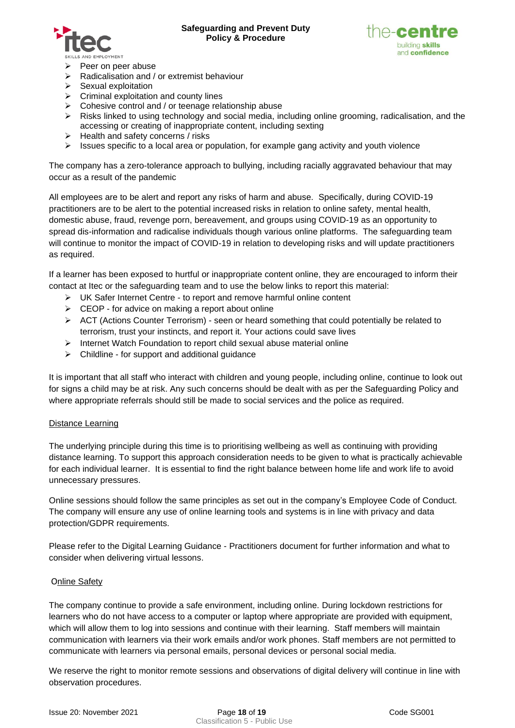- Peer on peer abuse
- Radicalisation and / or extremist behaviour
- Sexual exploitation
- Criminal exploitation and county lines
- Cohesive control and / or teenage relationship abuse
- Risks linked to using technology and social media, including online grooming, radicalisation, and the accessing or creating of inappropriate content, including sexting
- Health and safety concerns / risks
- Issues specific to a local area or population, for example gang activity and youth violence

The company has a zero-tolerance approach to bullying, including racially aggravated behaviour that may occur as a result of the pandemic

All employees are to be alert and report any risks of harm and abuse. Specifically, during COVID-19 practitioners are to be alert to the potential increased risks in relation to online safety, mental health, domestic abuse, fraud, revenge porn, bereavement, and groups using COVID-19 as an opportunity to spread dis-information and radicalise individuals though various online platforms. The safeguarding team will continue to monitor the impact of COVID-19 in relation to developing risks and will update practitioners as required.

If a learner has been exposed to hurtful or inappropriate content online, they are encouraged to inform their contact at Itec or the safeguarding team and to use the below links to report this material:

- UK Safer Internet Centre - to report and remove harmful online content
- CEOP - for advice on making a report about online
- ACT (Actions Counter Terrorism) - seen or heard something that could potentially be related to terrorism, trust your instincts, and report it. Your actions could save lives
- Internet Watch Foundation to report child sexual abuse material online
- Childline - for support and additional guidance

It is important that all staff who interact with children and young people, including online, continue to look out for signs a child may be at risk. Any such concerns should be dealt with as per the Safeguarding Policy and where appropriate referrals should still be made to social services and the police as required.

Distance Learning

The underlying principle during this time is to prioritising wellbeing as well as continuing with providing distance learning. To support this approach consideration needs to be given to what is practically achievable for each individual learner. It is essential to find the right balance between home life and work life to avoid unnecessary pressures.

Online sessions should follow the same principles as set out in the company's Employee Code of Conduct. The company will ensure any use of online learning tools and systems is in line with privacy and data protection/GDPR requirements.

Please refer to the Digital Learning Guidance - Practitioners document for further information and what to consider when delivering virtual lessons.

Online Safety

The company continue to provide a safe environment, including online. During lockdown restrictions for learners who do not have access to a computer or laptop where appropriate are provided with equipment, which will allow them to log into sessions and continue with their learning. Staff members will maintain communication with learners via their work emails and/or work phones. Staff members are not permitted to communicate with learners via personal emails, personal devices or personal social media.

We reserve the right to monitor remote sessions and observations of digital delivery will continue in line with observation procedures.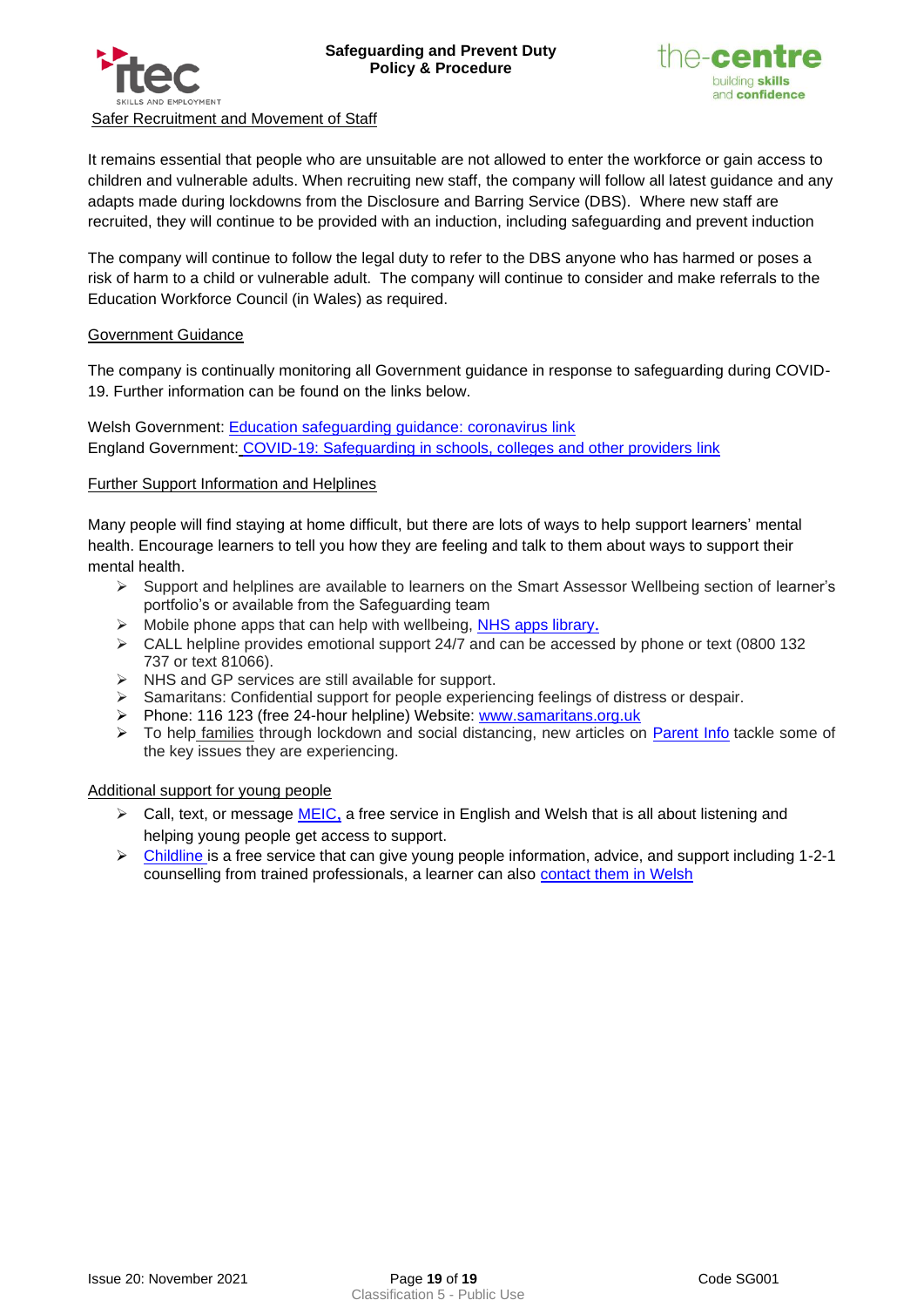Safer Recruitment and Movement of Staff

It remains essential that people who are unsuitable are not allowed to enter the workforce or gain access to children and vulnerable adults. When recruiting new staff, the company will follow all latest guidance and any adapts made during lockdowns from the Disclosure and Barring Service (DBS). Where new staff are recruited, they will continue to be provided with an induction, including safeguarding and prevent induction

The company will continue to follow the legal duty to refer to the DBS anyone who has harmed or poses a risk of harm to a child or vulnerable adult. The company will continue to consider and make referrals to the Education Workforce Council (in Wales) as required.

Government Guidance

The company is continually monitoring all Government guidance in response to safeguarding during COVID-19. Further information can be found on the links below.

Welsh Government: Education safeguarding guidance: coronavirus link
England Government: COVID-19: Safeguarding in schools, colleges and other providers link

Further Support Information and Helplines

Many people will find staying at home difficult, but there are lots of ways to help support learners' mental health. Encourage learners to tell you how they are feeling and talk to them about ways to support their mental health.

- Support and helplines are available to learners on the Smart Assessor Wellbeing section of learner's portfolio's or available from the Safeguarding team
- Mobile phone apps that can help with wellbeing, NHS apps library.
- CALL helpline provides emotional support 24/7 and can be accessed by phone or text (0800 132 737 or text 81066).
- NHS and GP services are still available for support.
- Samaritans: Confidential support for people experiencing feelings of distress or despair.
- Phone: 116 123 (free 24-hour helpline) Website: www.samaritans.org.uk
- To help families through lockdown and social distancing, new articles on Parent Info tackle some of the key issues they are experiencing.

Additional support for young people

- Call, text, or message MEIC, a free service in English and Welsh that is all about listening and helping young people get access to support.
- Childline is a free service that can give young people information, advice, and support including 1-2-1 counselling from trained professionals, a learner can also contact them in Welsh